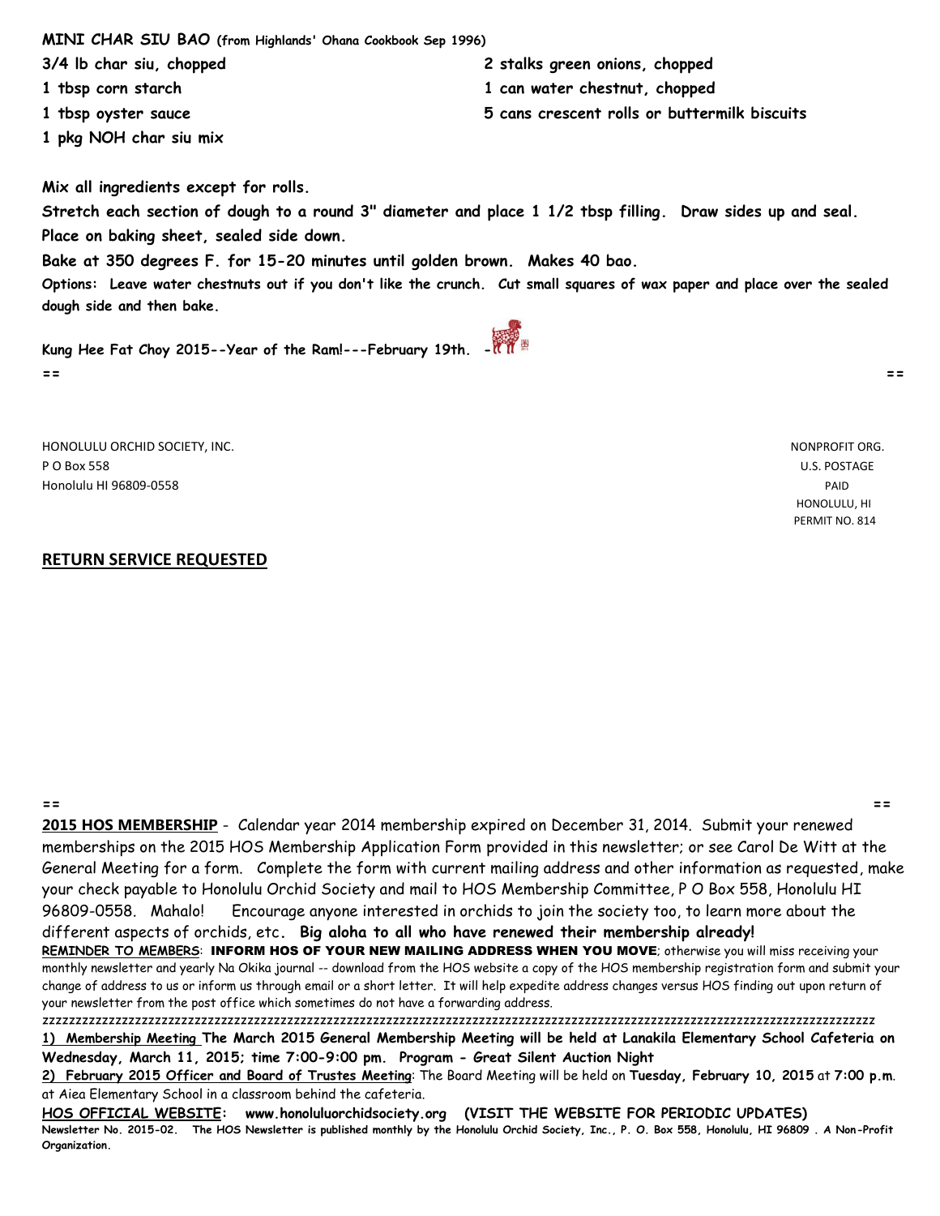**MINI CHAR SIU BAO** (from Highlands' Ohana Cookbook Sep 1996)

**3/4 lb char siu, chopped**
**1 tbsp corn starch**
**1 tbsp oyster sauce**
**1 pkg NOH char siu mix**
**2 stalks green onions, chopped**
**1 can water chestnut, chopped**
**5 cans crescent rolls or buttermilk biscuits**

**Mix all ingredients except for rolls.**

**Stretch each section of dough to a round 3" diameter and place 1 1/2 tbsp filling. Draw sides up and seal. Place on baking sheet, sealed side down.**

**Bake at 350 degrees F. for 15-20 minutes until golden brown. Makes 40 bao.**

**Options: Leave water chestnuts out if you don't like the crunch. Cut small squares of wax paper and place over the sealed dough side and then bake.**

**Kung Hee Fat Choy 2015--Year of the Ram!---February 19th. -**

== ==

HONOLULU ORCHID SOCIETY, INC.
P O Box 558
Honolulu HI 96809-0558

NONPROFIT ORG.
U.S. POSTAGE
PAID
HONOLULU, HI
PERMIT NO. 814

**RETURN SERVICE REQUESTED**

== ==

**2015 HOS MEMBERSHIP** - Calendar year 2014 membership expired on December 31, 2014. Submit your renewed memberships on the 2015 HOS Membership Application Form provided in this newsletter; or see Carol De Witt at the General Meeting for a form. Complete the form with current mailing address and other information as requested, make your check payable to Honolulu Orchid Society and mail to HOS Membership Committee, P O Box 558, Honolulu HI 96809-0558. Mahalo! Encourage anyone interested in orchids to join the society too, to learn more about the different aspects of orchids, etc. **Big aloha to all who have renewed their membership already!**

**REMINDER TO MEMBERS**: **INFORM HOS OF YOUR NEW MAILING ADDRESS WHEN YOU MOVE**; otherwise you will miss receiving your monthly newsletter and yearly Na Okika journal -- download from the HOS website a copy of the HOS membership registration form and submit your change of address to us or inform us through email or a short letter. It will help expedite address changes versus HOS finding out upon return of your newsletter from the post office which sometimes do not have a forwarding address.

zzzzzzzzzzzzzzzzzzzzzzzzzzzzzzzzzzzzzzzzzzzzzzzzzzzzzzzzzzzzzzzzzzzzzzzzzzzzzzzzzzzzzzzzzzzzzzzzzzzzzzzzzzzzzzzzzzzzzzzzzz

**1) Membership Meeting The March 2015 General Membership Meeting will be held at Lanakila Elementary School Cafeteria on Wednesday, March 11, 2015; time 7:00-9:00 pm. Program - Great Silent Auction Night**

**2) February 2015 Officer and Board of Trustes Meeting**: The Board Meeting will be held on **Tuesday, February 10, 2015** at **7:00 p.m**. at Aiea Elementary School in a classroom behind the cafeteria.

**HOS OFFICIAL WEBSITE: www.honoluluorchidsociety.org (VISIT THE WEBSITE FOR PERIODIC UPDATES)**

**Newsletter No. 2015-02. The HOS Newsletter is published monthly by the Honolulu Orchid Society, Inc., P. O. Box 558, Honolulu, HI 96809 . A Non-Profit Organization.**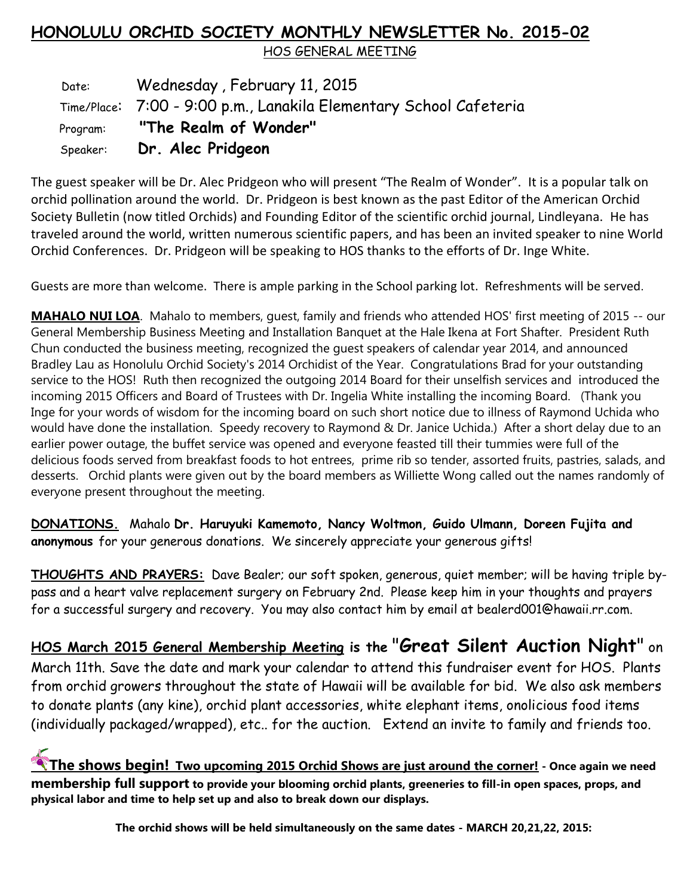# HONOLULU ORCHID SOCIETY MONTHLY NEWSLETTER No. 2015-02

HOS GENERAL MEETING

| | |
|---|---|
| Date: | Wednesday , February 11, 2015 |
| Time/Place: | 7:00 - 9:00 p.m., Lanakila Elementary School Cafeteria |
| Program: | **"The Realm of Wonder"** |
| Speaker: | **Dr. Alec Pridgeon** |

The guest speaker will be Dr. Alec Pridgeon who will present "The Realm of Wonder". It is a popular talk on orchid pollination around the world. Dr. Pridgeon is best known as the past Editor of the American Orchid Society Bulletin (now titled Orchids) and Founding Editor of the scientific orchid journal, Lindleyana. He has traveled around the world, written numerous scientific papers, and has been an invited speaker to nine World Orchid Conferences. Dr. Pridgeon will be speaking to HOS thanks to the efforts of Dr. Inge White.

Guests are more than welcome. There is ample parking in the School parking lot. Refreshments will be served.

**MAHALO NUI LOA**. Mahalo to members, guest, family and friends who attended HOS' first meeting of 2015 -- our General Membership Business Meeting and Installation Banquet at the Hale Ikena at Fort Shafter. President Ruth Chun conducted the business meeting, recognized the guest speakers of calendar year 2014, and announced Bradley Lau as Honolulu Orchid Society's 2014 Orchidist of the Year. Congratulations Brad for your outstanding service to the HOS! Ruth then recognized the outgoing 2014 Board for their unselfish services and introduced the incoming 2015 Officers and Board of Trustees with Dr. Ingelia White installing the incoming Board. (Thank you Inge for your words of wisdom for the incoming board on such short notice due to illness of Raymond Uchida who would have done the installation. Speedy recovery to Raymond & Dr. Janice Uchida.) After a short delay due to an earlier power outage, the buffet service was opened and everyone feasted till their tummies were full of the delicious foods served from breakfast foods to hot entrees, prime rib so tender, assorted fruits, pastries, salads, and desserts. Orchid plants were given out by the board members as Williette Wong called out the names randomly of everyone present throughout the meeting.

**DONATIONS.** Mahalo **Dr. Haruyuki Kamemoto, Nancy Woltmon, Guido Ulmann, Doreen Fujita and anonymous** for your generous donations. We sincerely appreciate your generous gifts!

**THOUGHTS AND PRAYERS:** Dave Bealer; our soft spoken, generous, quiet member; will be having triple by-pass and a heart valve replacement surgery on February 2nd. Please keep him in your thoughts and prayers for a successful surgery and recovery. You may also contact him by email at bealerd001@hawaii.rr.com.

**HOS March 2015 General Membership Meeting is the "Great Silent Auction Night"** on March 11th. Save the date and mark your calendar to attend this fundraiser event for HOS. Plants from orchid growers throughout the state of Hawaii will be available for bid. We also ask members to donate plants (any kine), orchid plant accessories, white elephant items, onolicious food items (individually packaged/wrapped), etc.. for the auction. Extend an invite to family and friends too.

**The shows begin! Two upcoming 2015 Orchid Shows are just around the corner! - Once again we need membership full support to provide your blooming orchid plants, greeneries to fill-in open spaces, props, and physical labor and time to help set up and also to break down our displays.**

**The orchid shows will be held simultaneously on the same dates - MARCH 20,21,22, 2015:**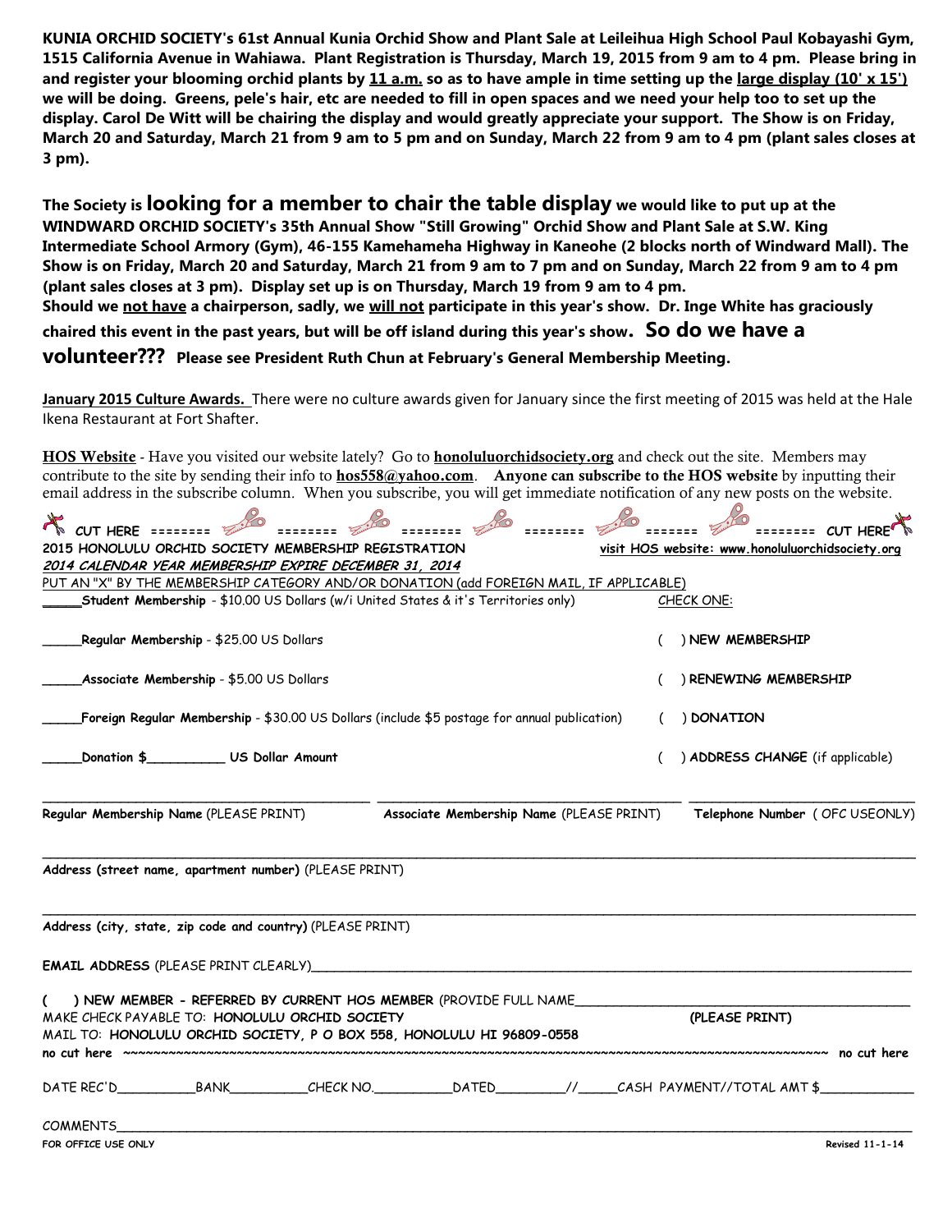**KUNIA ORCHID SOCIETY's 61st Annual Kunia Orchid Show and Plant Sale at Leileihua High School Paul Kobayashi Gym, 1515 California Avenue in Wahiawa. Plant Registration is Thursday, March 19, 2015 from 9 am to 4 pm. Please bring in and register your blooming orchid plants by 11 a.m. so as to have ample in time setting up the large display (10' x 15') we will be doing. Greens, pele's hair, etc are needed to fill in open spaces and we need your help too to set up the display. Carol De Witt will be chairing the display and would greatly appreciate your support. The Show is on Friday, March 20 and Saturday, March 21 from 9 am to 5 pm and on Sunday, March 22 from 9 am to 4 pm (plant sales closes at 3 pm).**

**The Society is looking for a member to chair the table display we would like to put up at the WINDWARD ORCHID SOCIETY's 35th Annual Show "Still Growing" Orchid Show and Plant Sale at S.W. King Intermediate School Armory (Gym), 46-155 Kamehameha Highway in Kaneohe (2 blocks north of Windward Mall). The Show is on Friday, March 20 and Saturday, March 21 from 9 am to 7 pm and on Sunday, March 22 from 9 am to 4 pm (plant sales closes at 3 pm). Display set up is on Thursday, March 19 from 9 am to 4 pm.**
**Should we not have a chairperson, sadly, we will not participate in this year's show. Dr. Inge White has graciously chaired this event in the past years, but will be off island during this year's show. So do we have a volunteer??? Please see President Ruth Chun at February's General Membership Meeting.**

**January 2015 Culture Awards.** There were no culture awards given for January since the first meeting of 2015 was held at the Hale Ikena Restaurant at Fort Shafter.

**HOS Website** - Have you visited our website lately? Go to **honoluluorchidsociety.org** and check out the site. Members may contribute to the site by sending their info to **hos558@yahoo.com**. **Anyone can subscribe to the HOS website** by inputting their email address in the subscribe column. When you subscribe, you will get immediate notification of any new posts on the website.

CUT HERE ======== ======== ======== ======== ======= ======== CUT HERE

**2015 HONOLULU ORCHID SOCIETY MEMBERSHIP REGISTRATION** — visit HOS website: www.honoluluorchidsociety.org

***2014 CALENDAR YEAR MEMBERSHIP EXPIRE DECEMBER 31, 2014***

PUT AN "X" BY THE MEMBERSHIP CATEGORY AND/OR DONATION (add FOREIGN MAIL, IF APPLICABLE)

| | CHECK ONE: |
|---|---|
| _____**Student Membership** - $10.00 US Dollars (w/i United States & it's Territories only) | |
| _____**Regular Membership** - $25.00 US Dollars | ( ) **NEW MEMBERSHIP** |
| _____**Associate Membership** - $5.00 US Dollars | ( ) **RENEWING MEMBERSHIP** |
| _____**Foreign Regular Membership** - $30.00 US Dollars (include $5 postage for annual publication) | ( ) **DONATION** |
| _____**Donation $**__________ **US Dollar Amount** | ( ) **ADDRESS CHANGE** (if applicable) |

**Regular Membership Name** (PLEASE PRINT) _______________ **Associate Membership Name** (PLEASE PRINT) _______________ **Telephone Number** ( OFC USEONLY) _______________

**Address (street name, apartment number)** (PLEASE PRINT) _______________

**Address (city, state, zip code and country)** (PLEASE PRINT) _______________

**EMAIL ADDRESS** (PLEASE PRINT CLEARLY)_______________

( ) **NEW MEMBER - REFERRED BY CURRENT HOS MEMBER** (PROVIDE FULL NAME_______________ **(PLEASE PRINT)**

MAKE CHECK PAYABLE TO: **HONOLULU ORCHID SOCIETY**

MAIL TO: **HONOLULU ORCHID SOCIETY, P O BOX 558, HONOLULU HI 96809-0558**

**no cut here** ~~~~~~~~~~~~~~~~~~~~~~~~~~~~~~~~~~~~~~~~~~~~~~~~~~~~~~~~~~~~~~~~ **no cut here**

DATE REC'D__________BANK__________CHECK NO.__________DATED_________//_____CASH PAYMENT//TOTAL AMT $____________

COMMENTS_______________

**FOR OFFICE USE ONLY** — **Revised 11-1-14**